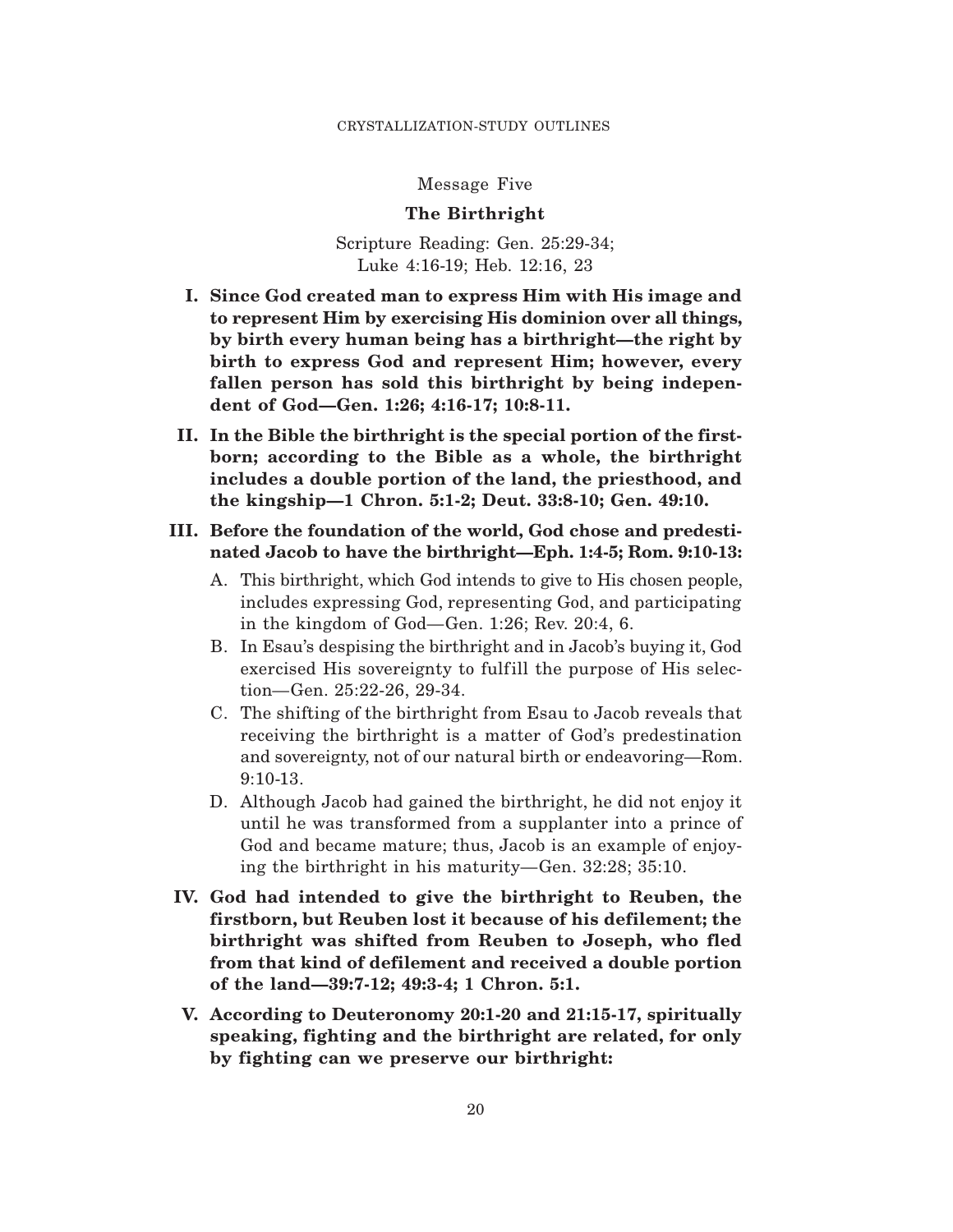Message Five

# The Birthright

Scripture Reading: Gen. 25:29-34; Luke 4:16-19; Heb. 12:16, 23

**I. Since God created man to express Him with His image and to represent Him by exercising His dominion over all things, by birth every human being has a birthright—the right by birth to express God and represent Him; however, every fallen person has sold this birthright by being independent of God—Gen. 1:26; 4:16-17; 10:8-11.**

**II. In the Bible the birthright is the special portion of the firstborn; according to the Bible as a whole, the birthright includes a double portion of the land, the priesthood, and the kingship—1 Chron. 5:1-2; Deut. 33:8-10; Gen. 49:10.**

**III. Before the foundation of the world, God chose and predestinated Jacob to have the birthright—Eph. 1:4-5; Rom. 9:10-13:**

A. This birthright, which God intends to give to His chosen people, includes expressing God, representing God, and participating in the kingdom of God—Gen. 1:26; Rev. 20:4, 6.

B. In Esau's despising the birthright and in Jacob's buying it, God exercised His sovereignty to fulfill the purpose of His selection—Gen. 25:22-26, 29-34.

C. The shifting of the birthright from Esau to Jacob reveals that receiving the birthright is a matter of God's predestination and sovereignty, not of our natural birth or endeavoring—Rom. 9:10-13.

D. Although Jacob had gained the birthright, he did not enjoy it until he was transformed from a supplanter into a prince of God and became mature; thus, Jacob is an example of enjoying the birthright in his maturity—Gen. 32:28; 35:10.

**IV. God had intended to give the birthright to Reuben, the firstborn, but Reuben lost it because of his defilement; the birthright was shifted from Reuben to Joseph, who fled from that kind of defilement and received a double portion of the land—39:7-12; 49:3-4; 1 Chron. 5:1.**

**V. According to Deuteronomy 20:1-20 and 21:15-17, spiritually speaking, fighting and the birthright are related, for only by fighting can we preserve our birthright:**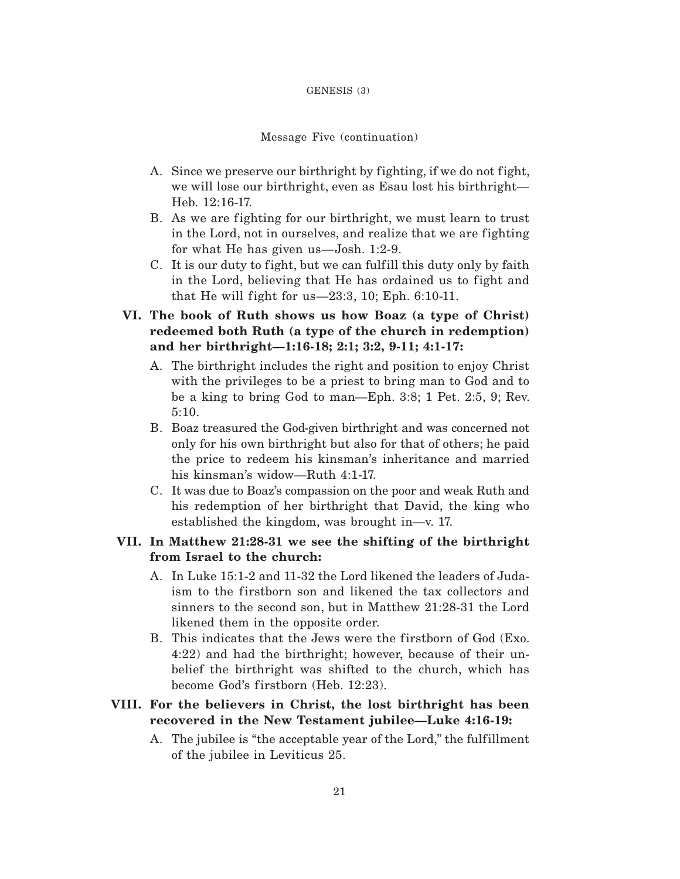Message Five (continuation)

A. Since we preserve our birthright by fighting, if we do not fight, we will lose our birthright, even as Esau lost his birthright—Heb. 12:16-17.

B. As we are fighting for our birthright, we must learn to trust in the Lord, not in ourselves, and realize that we are fighting for what He has given us—Josh. 1:2-9.

C. It is our duty to fight, but we can fulfill this duty only by faith in the Lord, believing that He has ordained us to fight and that He will fight for us—23:3, 10; Eph. 6:10-11.

**VI. The book of Ruth shows us how Boaz (a type of Christ) redeemed both Ruth (a type of the church in redemption) and her birthright—1:16-18; 2:1; 3:2, 9-11; 4:1-17:**

A. The birthright includes the right and position to enjoy Christ with the privileges to be a priest to bring man to God and to be a king to bring God to man—Eph. 3:8; 1 Pet. 2:5, 9; Rev. 5:10.

B. Boaz treasured the God-given birthright and was concerned not only for his own birthright but also for that of others; he paid the price to redeem his kinsman's inheritance and married his kinsman's widow—Ruth 4:1-17.

C. It was due to Boaz's compassion on the poor and weak Ruth and his redemption of her birthright that David, the king who established the kingdom, was brought in—v. 17.

**VII. In Matthew 21:28-31 we see the shifting of the birthright from Israel to the church:**

A. In Luke 15:1-2 and 11-32 the Lord likened the leaders of Judaism to the firstborn son and likened the tax collectors and sinners to the second son, but in Matthew 21:28-31 the Lord likened them in the opposite order.

B. This indicates that the Jews were the firstborn of God (Exo. 4:22) and had the birthright; however, because of their unbelief the birthright was shifted to the church, which has become God's firstborn (Heb. 12:23).

**VIII. For the believers in Christ, the lost birthright has been recovered in the New Testament jubilee—Luke 4:16-19:**

A. The jubilee is "the acceptable year of the Lord," the fulfillment of the jubilee in Leviticus 25.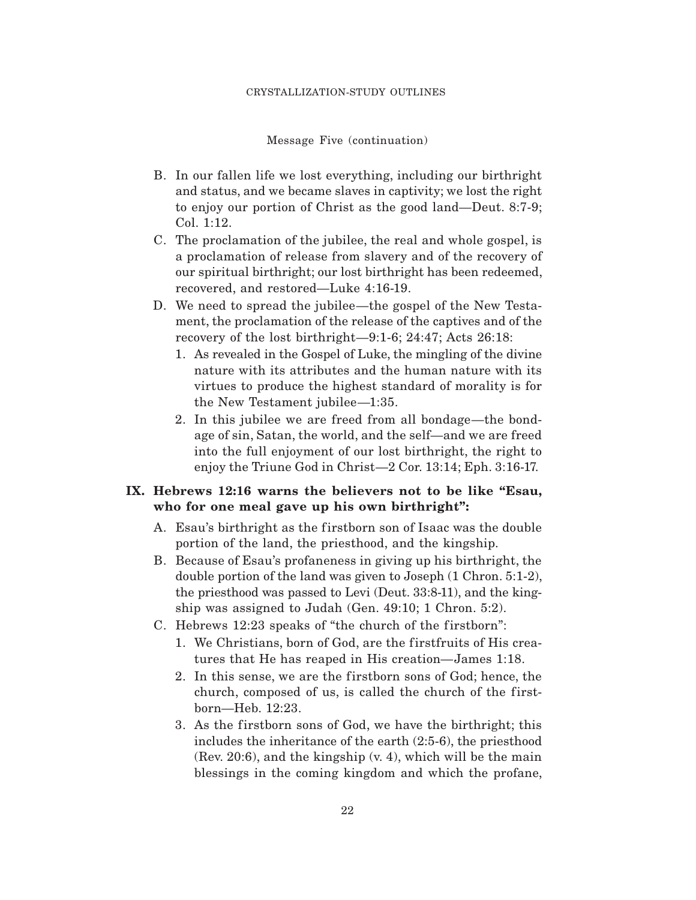Message Five (continuation)

B. In our fallen life we lost everything, including our birthright and status, and we became slaves in captivity; we lost the right to enjoy our portion of Christ as the good land—Deut. 8:7-9; Col. 1:12.

C. The proclamation of the jubilee, the real and whole gospel, is a proclamation of release from slavery and of the recovery of our spiritual birthright; our lost birthright has been redeemed, recovered, and restored—Luke 4:16-19.

D. We need to spread the jubilee—the gospel of the New Testament, the proclamation of the release of the captives and of the recovery of the lost birthright—9:1-6; 24:47; Acts 26:18:

1. As revealed in the Gospel of Luke, the mingling of the divine nature with its attributes and the human nature with its virtues to produce the highest standard of morality is for the New Testament jubilee—1:35.

2. In this jubilee we are freed from all bondage—the bondage of sin, Satan, the world, and the self—and we are freed into the full enjoyment of our lost birthright, the right to enjoy the Triune God in Christ—2 Cor. 13:14; Eph. 3:16-17.

## IX. Hebrews 12:16 warns the believers not to be like "Esau, who for one meal gave up his own birthright":

A. Esau's birthright as the firstborn son of Isaac was the double portion of the land, the priesthood, and the kingship.

B. Because of Esau's profaneness in giving up his birthright, the double portion of the land was given to Joseph (1 Chron. 5:1-2), the priesthood was passed to Levi (Deut. 33:8-11), and the kingship was assigned to Judah (Gen. 49:10; 1 Chron. 5:2).

C. Hebrews 12:23 speaks of "the church of the firstborn":

1. We Christians, born of God, are the firstfruits of His creatures that He has reaped in His creation—James 1:18.

2. In this sense, we are the firstborn sons of God; hence, the church, composed of us, is called the church of the firstborn—Heb. 12:23.

3. As the firstborn sons of God, we have the birthright; this includes the inheritance of the earth (2:5-6), the priesthood (Rev. 20:6), and the kingship (v. 4), which will be the main blessings in the coming kingdom and which the profane,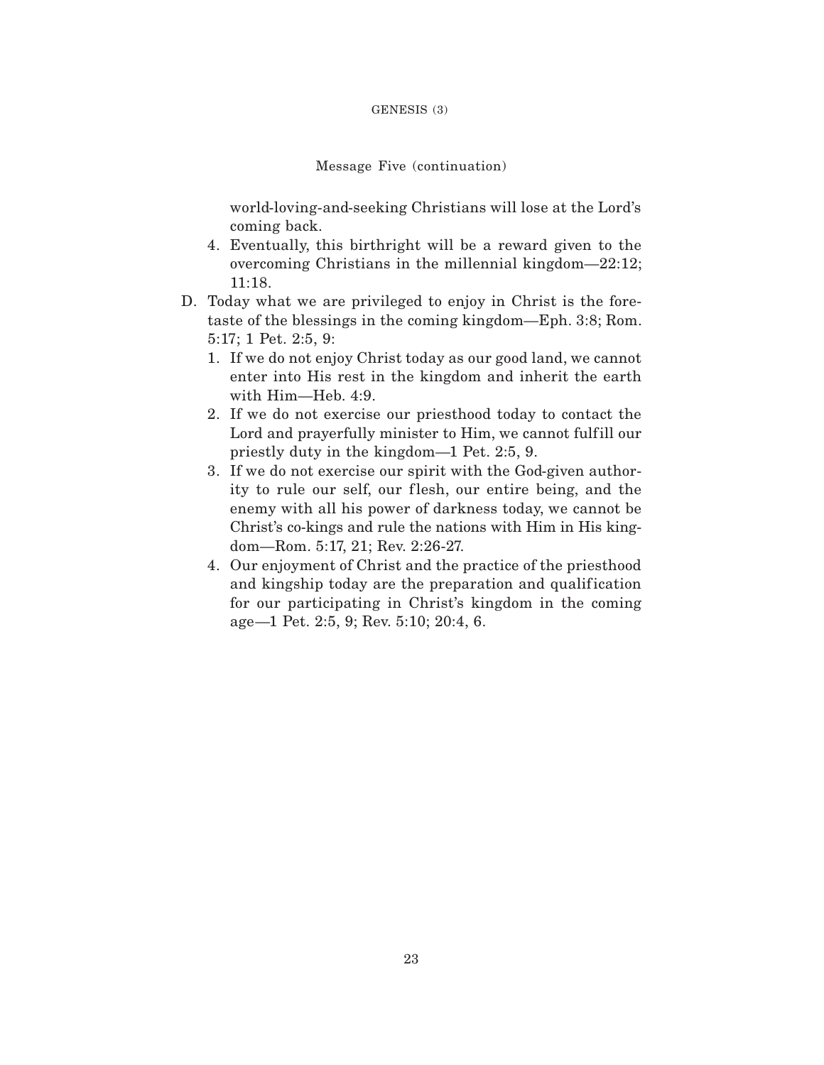world-loving-and-seeking Christians will lose at the Lord's coming back.

4. Eventually, this birthright will be a reward given to the overcoming Christians in the millennial kingdom—22:12; 11:18.

D. Today what we are privileged to enjoy in Christ is the foretaste of the blessings in the coming kingdom—Eph. 3:8; Rom. 5:17; 1 Pet. 2:5, 9:

   1. If we do not enjoy Christ today as our good land, we cannot enter into His rest in the kingdom and inherit the earth with Him—Heb. 4:9.
   2. If we do not exercise our priesthood today to contact the Lord and prayerfully minister to Him, we cannot fulfill our priestly duty in the kingdom—1 Pet. 2:5, 9.
   3. If we do not exercise our spirit with the God-given authority to rule our self, our flesh, our entire being, and the enemy with all his power of darkness today, we cannot be Christ's co-kings and rule the nations with Him in His kingdom—Rom. 5:17, 21; Rev. 2:26-27.
   4. Our enjoyment of Christ and the practice of the priesthood and kingship today are the preparation and qualification for our participating in Christ's kingdom in the coming age—1 Pet. 2:5, 9; Rev. 5:10; 20:4, 6.